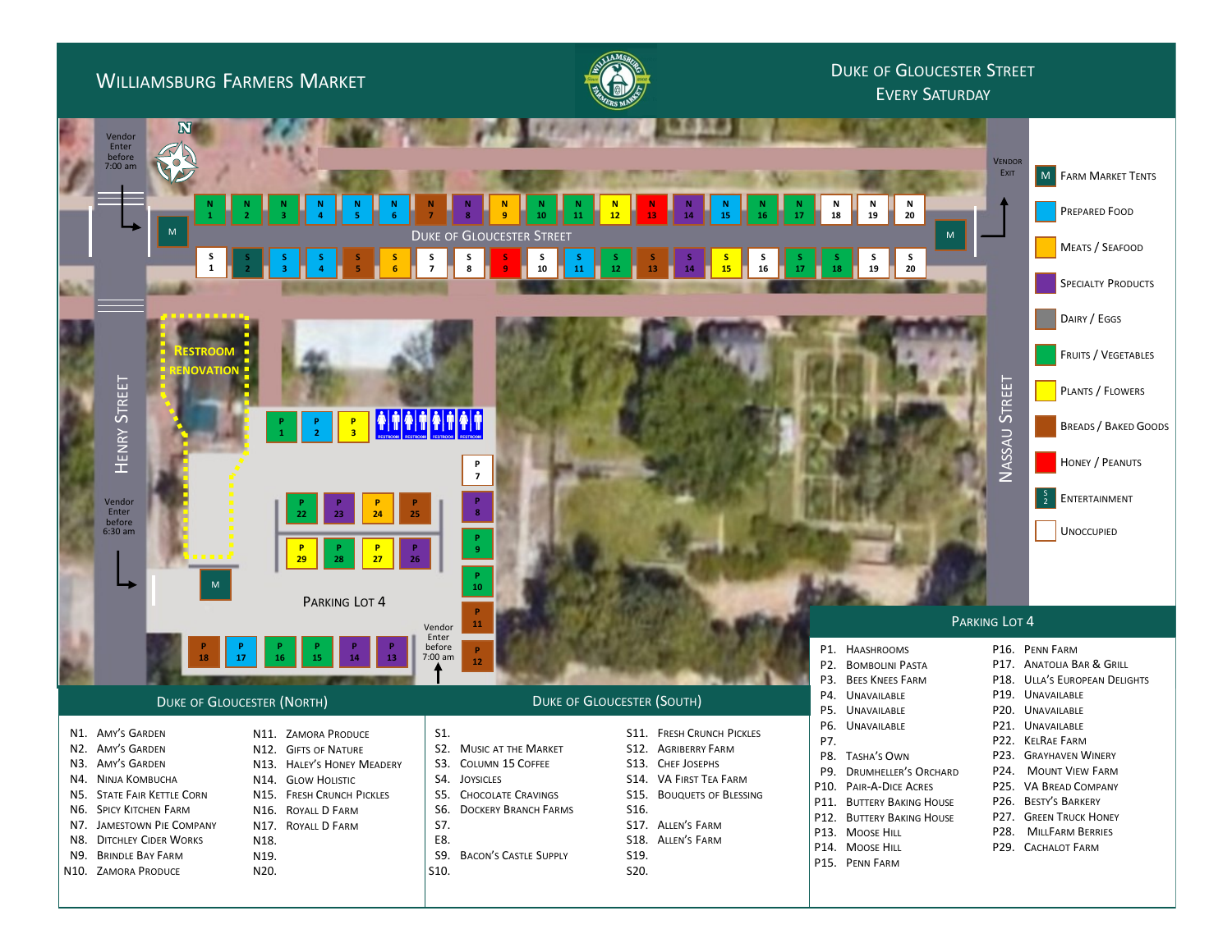# Williamsburg Farmers Market

## Duke of Gloucester Street
## Every Saturday

Vendor Enter before 7:00 am

Vendor Exit

Vendor Enter before 6:30 am

Vendor Enter before 7:00 am

Restroom Renovation

Henry Street

Nassau Street

Duke of Gloucester Street

Parking Lot 4

**Legend**

- M — Farm Market Tents
- Prepared Food
- Meats / Seafood
- Specialty Products
- Dairy / Eggs
- Fruits / Vegetables
- Plants / Flowers
- Breads / Baked Goods
- Honey / Peanuts
- Entertainment
- Unoccupied

## Duke of Gloucester (North)

N1. Amy's Garden
N2. Amy's Garden
N3. Amy's Garden
N4. Ninja Kombucha
N5. State Fair Kettle Corn
N6. Spicy Kitchen Farm
N7. Jamestown Pie Company
N8. Ditchley Cider Works
N9. Brindle Bay Farm
N10. Zamora Produce
N11. Zamora Produce
N12. Gifts of Nature
N13. Haley's Honey Meadery
N14. Glow Holistic
N15. Fresh Crunch Pickles
N16. Royall D Farm
N17. Royall D Farm
N18.
N19.
N20.

## Duke of Gloucester (South)

S1.
S2. Music at the Market
S3. Column 15 Coffee
S4. Joysicles
S5. Chocolate Cravings
S6. Dockery Branch Farms
S7.
E8.
S9. Bacon's Castle Supply
S10.
S11. Fresh Crunch Pickles
S12. Agriberry Farm
S13. Chef Josephs
S14. VA First Tea Farm
S15. Bouquets of Blessing
S16.
S17. Allen's Farm
S18. Allen's Farm
S19.
S20.

## Parking Lot 4

P1. Haashrooms
P2. Bombolini Pasta
P3. Bees Knees Farm
P4. Unavailable
P5. Unavailable
P6. Unavailable
P7.
P8. Tasha's Own
P9. Drumheller's Orchard
P10. Pair-A-Dice Acres
P11. Buttery Baking House
P12. Buttery Baking House
P13. Moose Hill
P14. Moose Hill
P15. Penn Farm
P16. Penn Farm
P17. Anatolia Bar & Grill
P18. Ulla's European Delights
P19. Unavailable
P20. Unavailable
P21. Unavailable
P22. KelRae Farm
P23. Grayhaven Winery
P24. Mount View Farm
P25. VA Bread Company
P26. Besty's Barkery
P27. Green Truck Honey
P28. MillFarm Berries
P29. Cachalot Farm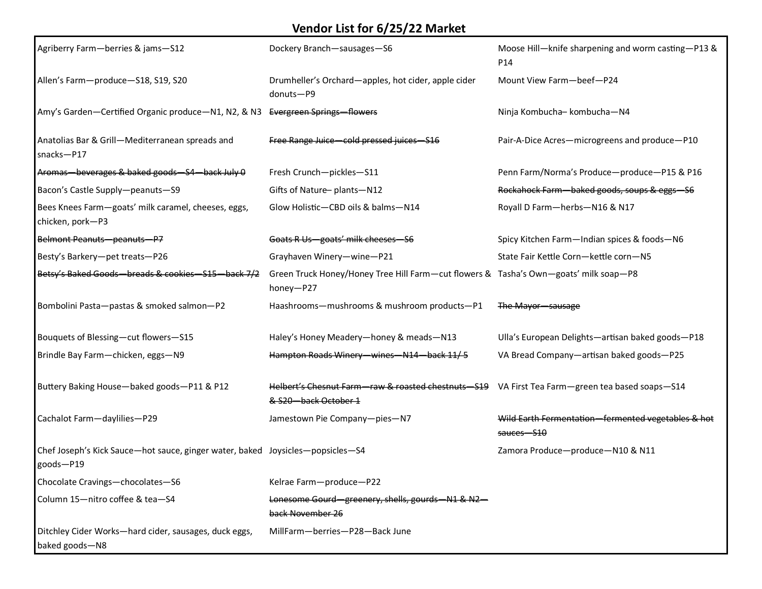## Vendor List for 6/25/22 Market

| | | |
|---|---|---|
| Agriberry Farm—berries & jams—S12 | Dockery Branch—sausages—S6 | Moose Hill—knife sharpening and worm casting—P13 & P14 |
| Allen's Farm—produce—S18, S19, S20 | Drumheller's Orchard—apples, hot cider, apple cider donuts—P9 | Mount View Farm—beef—P24 |
| Amy's Garden—Certified Organic produce—N1, N2, & N3 | ~~Evergreen Springs—flowers~~ | Ninja Kombucha– kombucha—N4 |
| Anatolias Bar & Grill—Mediterranean spreads and snacks—P17 | ~~Free Range Juice—cold pressed juices—S16~~ | Pair-A-Dice Acres—microgreens and produce—P10 |
| ~~Aromas—beverages & baked goods—S4—back July 0~~ | Fresh Crunch—pickles—S11 | Penn Farm/Norma's Produce—produce—P15 & P16 |
| Bacon's Castle Supply—peanuts—S9 | Gifts of Nature– plants—N12 | ~~Rockahock Farm—baked goods, soups & eggs—S6~~ |
| Bees Knees Farm—goats' milk caramel, cheeses, eggs, chicken, pork—P3 | Glow Holistic—CBD oils & balms—N14 | Royall D Farm—herbs—N16 & N17 |
| ~~Belmont Peanuts—peanuts—P7~~ | ~~Goats R Us—goats' milk cheeses—S6~~ | Spicy Kitchen Farm—Indian spices & foods—N6 |
| Besty's Barkery—pet treats—P26 | Grayhaven Winery—wine—P21 | State Fair Kettle Corn—kettle corn—N5 |
| ~~Betsy's Baked Goods—breads & cookies—S15—back 7/2~~ | Green Truck Honey/Honey Tree Hill Farm—cut flowers & honey—P27 | Tasha's Own—goats' milk soap—P8 |
| Bombolini Pasta—pastas & smoked salmon—P2 | Haashrooms—mushrooms & mushroom products—P1 | ~~The Mayor—sausage~~ |
| Bouquets of Blessing—cut flowers—S15 | Haley's Honey Meadery—honey & meads—N13 | Ulla's European Delights—artisan baked goods—P18 |
| Brindle Bay Farm—chicken, eggs—N9 | ~~Hampton Roads Winery—wines—N14—back 11/ 5~~ | VA Bread Company—artisan baked goods—P25 |
| Buttery Baking House—baked goods—P11 & P12 | ~~Helbert's Chesnut Farm—raw & roasted chestnuts—S19 & S20—back October 1~~ | VA First Tea Farm—green tea based soaps—S14 |
| Cachalot Farm—daylilies—P29 | Jamestown Pie Company—pies—N7 | ~~Wild Earth Fermentation—fermented vegetables & hot sauces—S10~~ |
| Chef Joseph's Kick Sauce—hot sauce, ginger water, baked goods—P19 | Joysicles—popsicles—S4 | Zamora Produce—produce—N10 & N11 |
| Chocolate Cravings—chocolates—S6 | Kelrae Farm—produce—P22 | |
| Column 15—nitro coffee & tea—S4 | ~~Lonesome Gourd—greenery, shells, gourds—N1 & N2—back November 26~~ | |
| Ditchley Cider Works—hard cider, sausages, duck eggs, baked goods—N8 | MillFarm—berries—P28—Back June | |